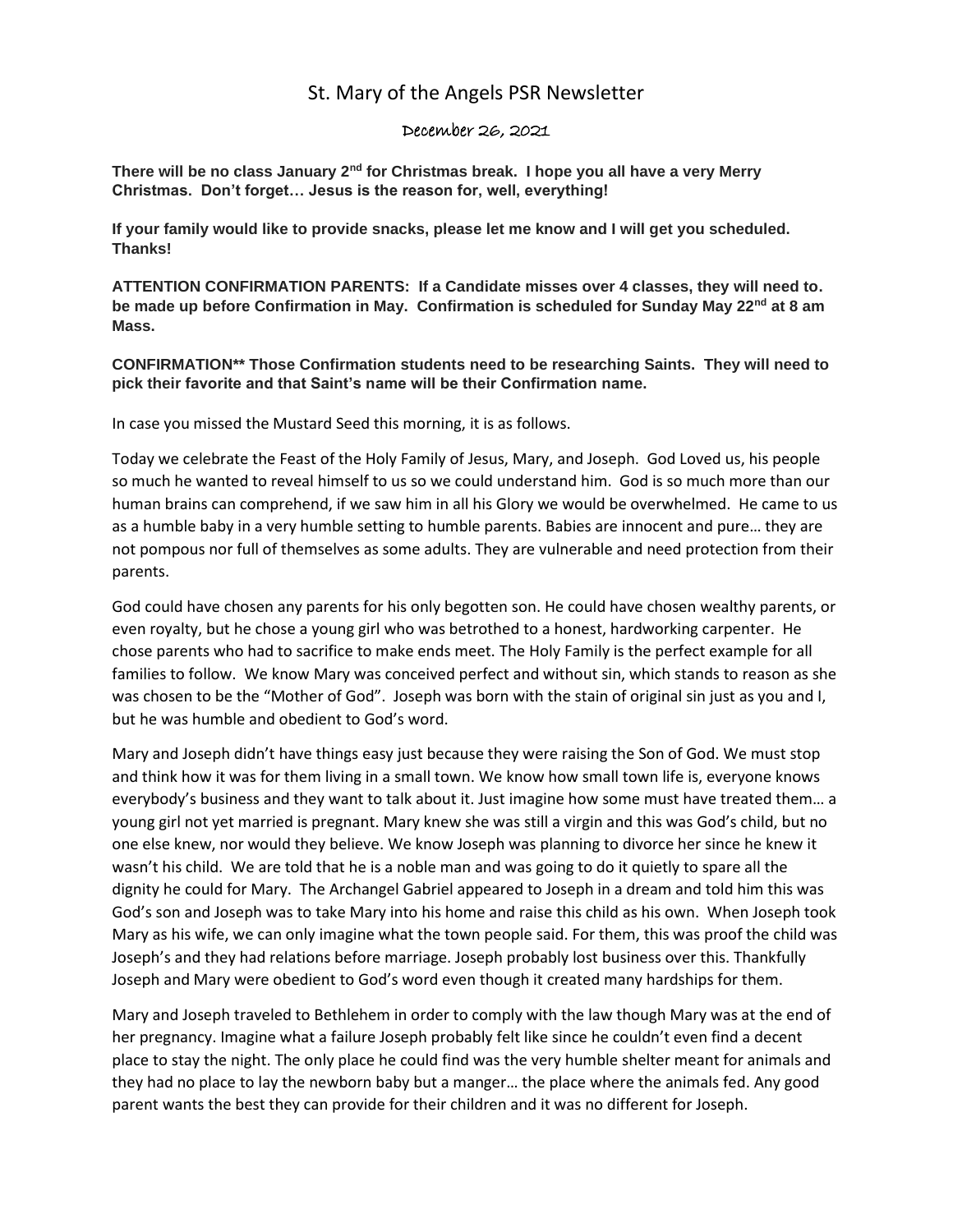# St. Mary of the Angels PSR Newsletter

December 26, 2021

**There will be no class January 2nd for Christmas break. I hope you all have a very Merry Christmas. Don't forget… Jesus is the reason for, well, everything!**

**If your family would like to provide snacks, please let me know and I will get you scheduled. Thanks!**

**ATTENTION CONFIRMATION PARENTS: If a Candidate misses over 4 classes, they will need to. be made up before Confirmation in May. Confirmation is scheduled for Sunday May 22nd at 8 am Mass.**

**CONFIRMATION** Those Confirmation students need to be researching Saints. They will need to pick their favorite and that Saint's name will be their Confirmation name.**

In case you missed the Mustard Seed this morning, it is as follows.

Today we celebrate the Feast of the Holy Family of Jesus, Mary, and Joseph. God Loved us, his people so much he wanted to reveal himself to us so we could understand him. God is so much more than our human brains can comprehend, if we saw him in all his Glory we would be overwhelmed. He came to us as a humble baby in a very humble setting to humble parents. Babies are innocent and pure… they are not pompous nor full of themselves as some adults. They are vulnerable and need protection from their parents.

God could have chosen any parents for his only begotten son. He could have chosen wealthy parents, or even royalty, but he chose a young girl who was betrothed to a honest, hardworking carpenter. He chose parents who had to sacrifice to make ends meet. The Holy Family is the perfect example for all families to follow. We know Mary was conceived perfect and without sin, which stands to reason as she was chosen to be the "Mother of God". Joseph was born with the stain of original sin just as you and I, but he was humble and obedient to God's word.

Mary and Joseph didn't have things easy just because they were raising the Son of God. We must stop and think how it was for them living in a small town. We know how small town life is, everyone knows everybody's business and they want to talk about it. Just imagine how some must have treated them… a young girl not yet married is pregnant. Mary knew she was still a virgin and this was God's child, but no one else knew, nor would they believe. We know Joseph was planning to divorce her since he knew it wasn't his child. We are told that he is a noble man and was going to do it quietly to spare all the dignity he could for Mary. The Archangel Gabriel appeared to Joseph in a dream and told him this was God's son and Joseph was to take Mary into his home and raise this child as his own. When Joseph took Mary as his wife, we can only imagine what the town people said. For them, this was proof the child was Joseph's and they had relations before marriage. Joseph probably lost business over this. Thankfully Joseph and Mary were obedient to God's word even though it created many hardships for them.

Mary and Joseph traveled to Bethlehem in order to comply with the law though Mary was at the end of her pregnancy. Imagine what a failure Joseph probably felt like since he couldn't even find a decent place to stay the night. The only place he could find was the very humble shelter meant for animals and they had no place to lay the newborn baby but a manger… the place where the animals fed. Any good parent wants the best they can provide for their children and it was no different for Joseph.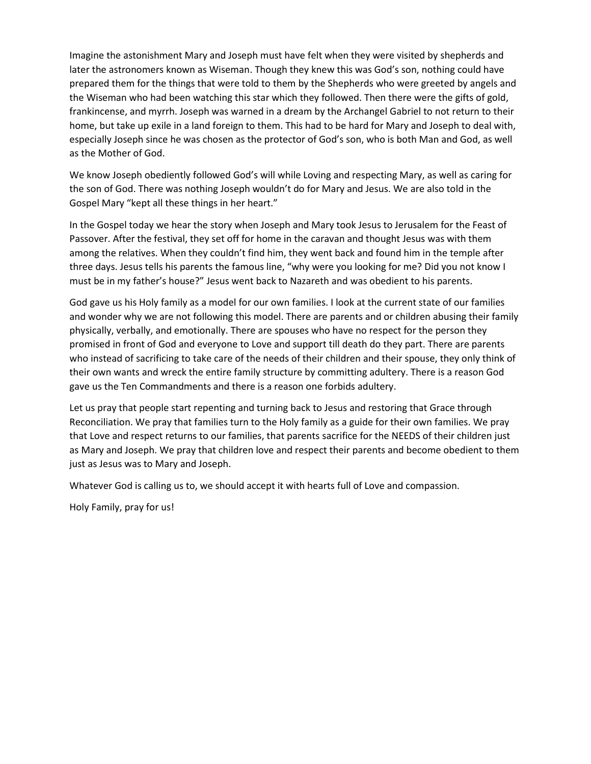Imagine the astonishment Mary and Joseph must have felt when they were visited by shepherds and later the astronomers known as Wiseman. Though they knew this was God's son, nothing could have prepared them for the things that were told to them by the Shepherds who were greeted by angels and the Wiseman who had been watching this star which they followed. Then there were the gifts of gold, frankincense, and myrrh. Joseph was warned in a dream by the Archangel Gabriel to not return to their home, but take up exile in a land foreign to them. This had to be hard for Mary and Joseph to deal with, especially Joseph since he was chosen as the protector of God's son, who is both Man and God, as well as the Mother of God.

We know Joseph obediently followed God's will while Loving and respecting Mary, as well as caring for the son of God. There was nothing Joseph wouldn't do for Mary and Jesus. We are also told in the Gospel Mary "kept all these things in her heart."

In the Gospel today we hear the story when Joseph and Mary took Jesus to Jerusalem for the Feast of Passover. After the festival, they set off for home in the caravan and thought Jesus was with them among the relatives. When they couldn't find him, they went back and found him in the temple after three days. Jesus tells his parents the famous line, "why were you looking for me? Did you not know I must be in my father's house?" Jesus went back to Nazareth and was obedient to his parents.

God gave us his Holy family as a model for our own families. I look at the current state of our families and wonder why we are not following this model. There are parents and or children abusing their family physically, verbally, and emotionally. There are spouses who have no respect for the person they promised in front of God and everyone to Love and support till death do they part. There are parents who instead of sacrificing to take care of the needs of their children and their spouse, they only think of their own wants and wreck the entire family structure by committing adultery. There is a reason God gave us the Ten Commandments and there is a reason one forbids adultery.

Let us pray that people start repenting and turning back to Jesus and restoring that Grace through Reconciliation. We pray that families turn to the Holy family as a guide for their own families. We pray that Love and respect returns to our families, that parents sacrifice for the NEEDS of their children just as Mary and Joseph. We pray that children love and respect their parents and become obedient to them just as Jesus was to Mary and Joseph.

Whatever God is calling us to, we should accept it with hearts full of Love and compassion.

Holy Family, pray for us!